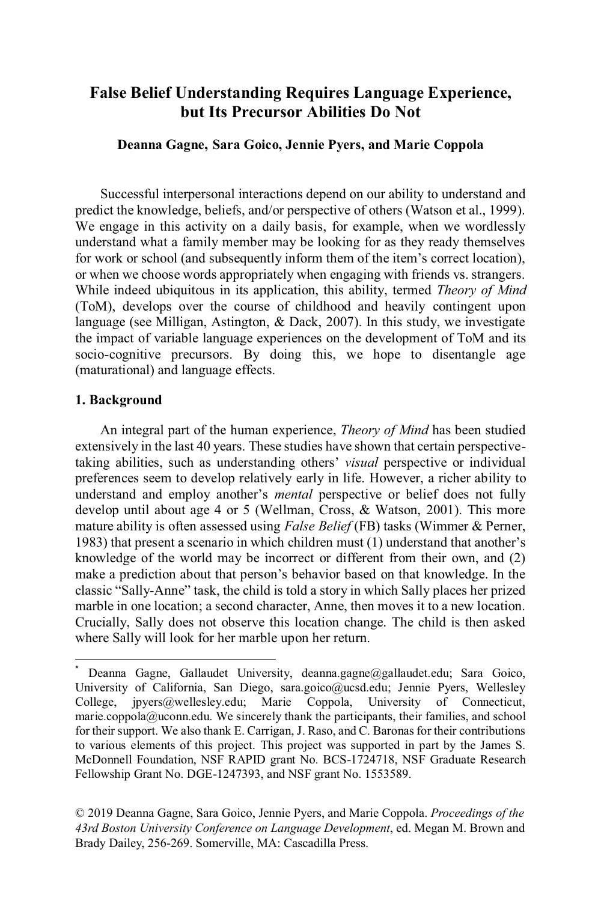# False Belief Understanding Requires Language Experience, but Its Precursor Abilities Do Not

**Deanna Gagne, Sara Goico, Jennie Pyers, and Marie Coppola**

Successful interpersonal interactions depend on our ability to understand and predict the knowledge, beliefs, and/or perspective of others (Watson et al., 1999). We engage in this activity on a daily basis, for example, when we wordlessly understand what a family member may be looking for as they ready themselves for work or school (and subsequently inform them of the item's correct location), or when we choose words appropriately when engaging with friends vs. strangers. While indeed ubiquitous in its application, this ability, termed *Theory of Mind* (ToM), develops over the course of childhood and heavily contingent upon language (see Milligan, Astington, & Dack, 2007). In this study, we investigate the impact of variable language experiences on the development of ToM and its socio-cognitive precursors. By doing this, we hope to disentangle age (maturational) and language effects.

## 1. Background

An integral part of the human experience, *Theory of Mind* has been studied extensively in the last 40 years. These studies have shown that certain perspective-taking abilities, such as understanding others' *visual* perspective or individual preferences seem to develop relatively early in life. However, a richer ability to understand and employ another's *mental* perspective or belief does not fully develop until about age 4 or 5 (Wellman, Cross, & Watson, 2001). This more mature ability is often assessed using *False Belief* (FB) tasks (Wimmer & Perner, 1983) that present a scenario in which children must (1) understand that another's knowledge of the world may be incorrect or different from their own, and (2) make a prediction about that person's behavior based on that knowledge. In the classic "Sally-Anne" task, the child is told a story in which Sally places her prized marble in one location; a second character, Anne, then moves it to a new location. Crucially, Sally does not observe this location change. The child is then asked where Sally will look for her marble upon her return.

---

* Deanna Gagne, Gallaudet University, deanna.gagne@gallaudet.edu; Sara Goico, University of California, San Diego, sara.goico@ucsd.edu; Jennie Pyers, Wellesley College, jpyers@wellesley.edu; Marie Coppola, University of Connecticut, marie.coppola@uconn.edu. We sincerely thank the participants, their families, and school for their support. We also thank E. Carrigan, J. Raso, and C. Baronas for their contributions to various elements of this project. This project was supported in part by the James S. McDonnell Foundation, NSF RAPID grant No. BCS-1724718, NSF Graduate Research Fellowship Grant No. DGE-1247393, and NSF grant No. 1553589.

© 2019 Deanna Gagne, Sara Goico, Jennie Pyers, and Marie Coppola. *Proceedings of the 43rd Boston University Conference on Language Development*, ed. Megan M. Brown and Brady Dailey, 256-269. Somerville, MA: Cascadilla Press.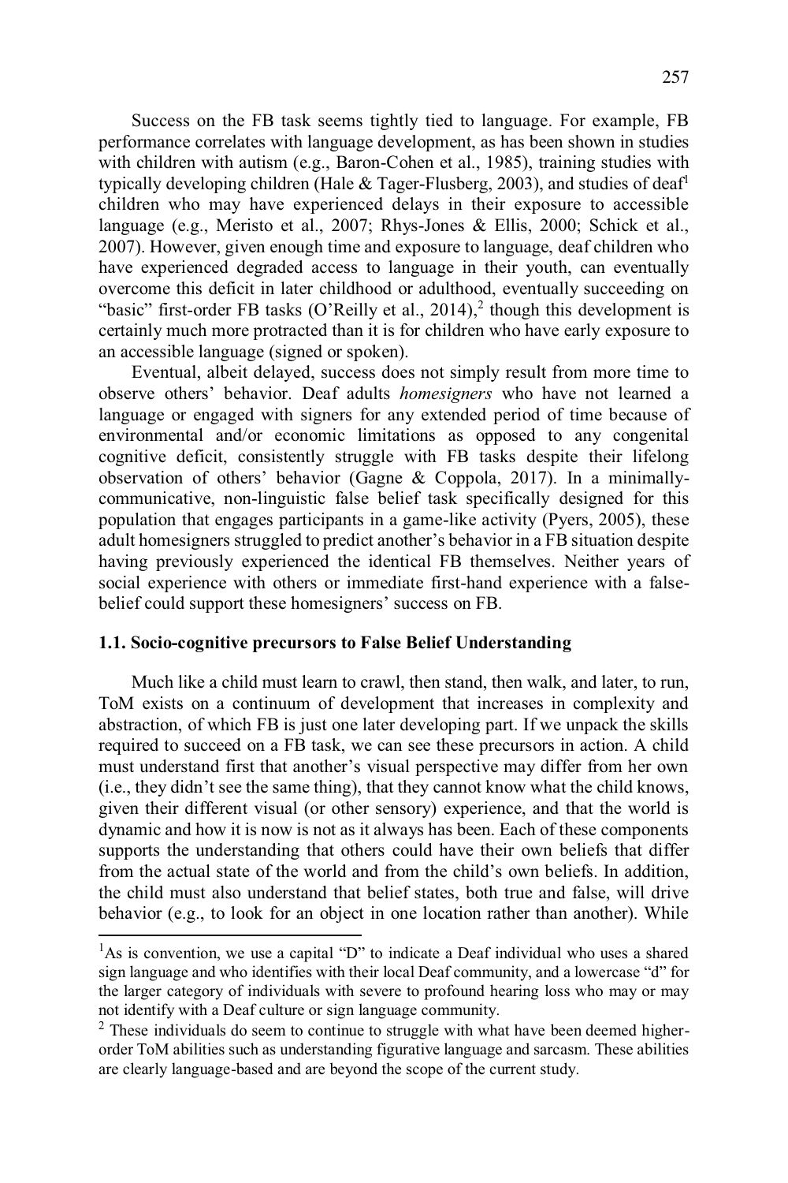Success on the FB task seems tightly tied to language. For example, FB performance correlates with language development, as has been shown in studies with children with autism (e.g., Baron-Cohen et al., 1985), training studies with typically developing children (Hale & Tager-Flusberg, 2003), and studies of deaf[1] children who may have experienced delays in their exposure to accessible language (e.g., Meristo et al., 2007; Rhys-Jones & Ellis, 2000; Schick et al., 2007). However, given enough time and exposure to language, deaf children who have experienced degraded access to language in their youth, can eventually overcome this deficit in later childhood or adulthood, eventually succeeding on "basic" first-order FB tasks (O'Reilly et al., 2014),[2] though this development is certainly much more protracted than it is for children who have early exposure to an accessible language (signed or spoken).

Eventual, albeit delayed, success does not simply result from more time to observe others' behavior. Deaf adults *homesigners* who have not learned a language or engaged with signers for any extended period of time because of environmental and/or economic limitations as opposed to any congenital cognitive deficit, consistently struggle with FB tasks despite their lifelong observation of others' behavior (Gagne & Coppola, 2017). In a minimally-communicative, non-linguistic false belief task specifically designed for this population that engages participants in a game-like activity (Pyers, 2005), these adult homesigners struggled to predict another's behavior in a FB situation despite having previously experienced the identical FB themselves. Neither years of social experience with others or immediate first-hand experience with a false-belief could support these homesigners' success on FB.

### 1.1. Socio-cognitive precursors to False Belief Understanding

Much like a child must learn to crawl, then stand, then walk, and later, to run, ToM exists on a continuum of development that increases in complexity and abstraction, of which FB is just one later developing part. If we unpack the skills required to succeed on a FB task, we can see these precursors in action. A child must understand first that another's visual perspective may differ from her own (i.e., they didn't see the same thing), that they cannot know what the child knows, given their different visual (or other sensory) experience, and that the world is dynamic and how it is now is not as it always has been. Each of these components supports the understanding that others could have their own beliefs that differ from the actual state of the world and from the child's own beliefs. In addition, the child must also understand that belief states, both true and false, will drive behavior (e.g., to look for an object in one location rather than another). While

[1] As is convention, we use a capital "D" to indicate a Deaf individual who uses a shared sign language and who identifies with their local Deaf community, and a lowercase "d" for the larger category of individuals with severe to profound hearing loss who may or may not identify with a Deaf culture or sign language community.

[2] These individuals do seem to continue to struggle with what have been deemed higher-order ToM abilities such as understanding figurative language and sarcasm. These abilities are clearly language-based and are beyond the scope of the current study.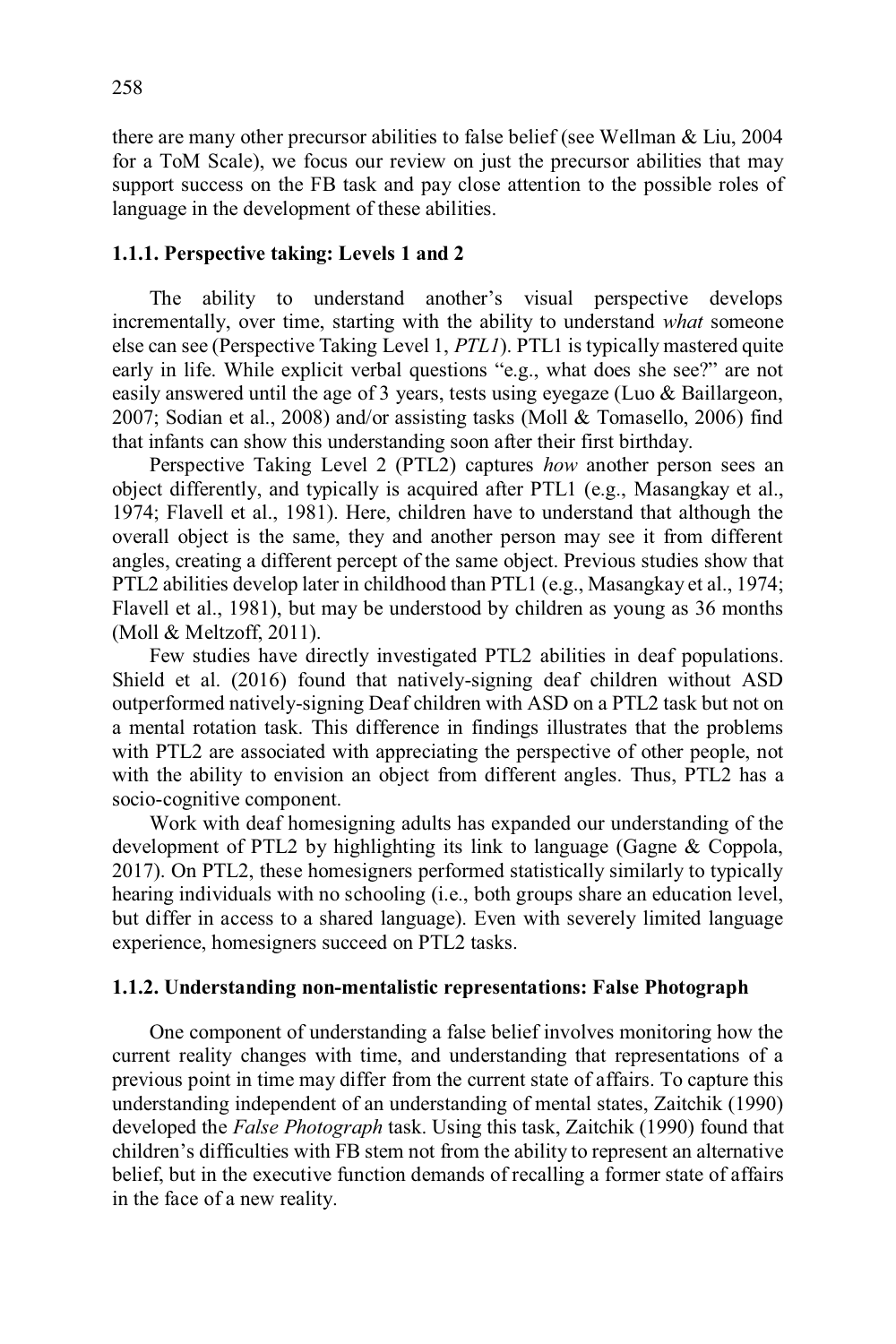there are many other precursor abilities to false belief (see Wellman & Liu, 2004 for a ToM Scale), we focus our review on just the precursor abilities that may support success on the FB task and pay close attention to the possible roles of language in the development of these abilities.

### 1.1.1. Perspective taking: Levels 1 and 2

The ability to understand another's visual perspective develops incrementally, over time, starting with the ability to understand *what* someone else can see (Perspective Taking Level 1, *PTL1*). PTL1 is typically mastered quite early in life. While explicit verbal questions "e.g., what does she see?" are not easily answered until the age of 3 years, tests using eyegaze (Luo & Baillargeon, 2007; Sodian et al., 2008) and/or assisting tasks (Moll & Tomasello, 2006) find that infants can show this understanding soon after their first birthday.

Perspective Taking Level 2 (PTL2) captures *how* another person sees an object differently, and typically is acquired after PTL1 (e.g., Masangkay et al., 1974; Flavell et al., 1981). Here, children have to understand that although the overall object is the same, they and another person may see it from different angles, creating a different percept of the same object. Previous studies show that PTL2 abilities develop later in childhood than PTL1 (e.g., Masangkay et al., 1974; Flavell et al., 1981), but may be understood by children as young as 36 months (Moll & Meltzoff, 2011).

Few studies have directly investigated PTL2 abilities in deaf populations. Shield et al. (2016) found that natively-signing deaf children without ASD outperformed natively-signing Deaf children with ASD on a PTL2 task but not on a mental rotation task. This difference in findings illustrates that the problems with PTL2 are associated with appreciating the perspective of other people, not with the ability to envision an object from different angles. Thus, PTL2 has a socio-cognitive component.

Work with deaf homesigning adults has expanded our understanding of the development of PTL2 by highlighting its link to language (Gagne & Coppola, 2017). On PTL2, these homesigners performed statistically similarly to typically hearing individuals with no schooling (i.e., both groups share an education level, but differ in access to a shared language). Even with severely limited language experience, homesigners succeed on PTL2 tasks.

### 1.1.2. Understanding non-mentalistic representations: False Photograph

One component of understanding a false belief involves monitoring how the current reality changes with time, and understanding that representations of a previous point in time may differ from the current state of affairs. To capture this understanding independent of an understanding of mental states, Zaitchik (1990) developed the *False Photograph* task. Using this task, Zaitchik (1990) found that children's difficulties with FB stem not from the ability to represent an alternative belief, but in the executive function demands of recalling a former state of affairs in the face of a new reality.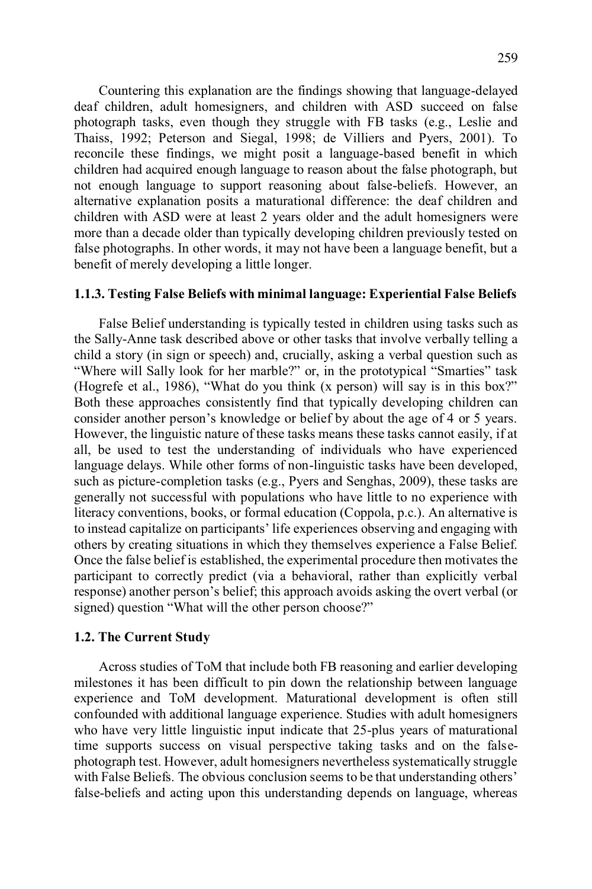Countering this explanation are the findings showing that language-delayed deaf children, adult homesigners, and children with ASD succeed on false photograph tasks, even though they struggle with FB tasks (e.g., Leslie and Thaiss, 1992; Peterson and Siegal, 1998; de Villiers and Pyers, 2001). To reconcile these findings, we might posit a language-based benefit in which children had acquired enough language to reason about the false photograph, but not enough language to support reasoning about false-beliefs. However, an alternative explanation posits a maturational difference: the deaf children and children with ASD were at least 2 years older and the adult homesigners were more than a decade older than typically developing children previously tested on false photographs. In other words, it may not have been a language benefit, but a benefit of merely developing a little longer.

### 1.1.3. Testing False Beliefs with minimal language: Experiential False Beliefs

False Belief understanding is typically tested in children using tasks such as the Sally-Anne task described above or other tasks that involve verbally telling a child a story (in sign or speech) and, crucially, asking a verbal question such as "Where will Sally look for her marble?" or, in the prototypical "Smarties" task (Hogrefe et al., 1986), "What do you think (x person) will say is in this box?" Both these approaches consistently find that typically developing children can consider another person's knowledge or belief by about the age of 4 or 5 years. However, the linguistic nature of these tasks means these tasks cannot easily, if at all, be used to test the understanding of individuals who have experienced language delays. While other forms of non-linguistic tasks have been developed, such as picture-completion tasks (e.g., Pyers and Senghas, 2009), these tasks are generally not successful with populations who have little to no experience with literacy conventions, books, or formal education (Coppola, p.c.). An alternative is to instead capitalize on participants' life experiences observing and engaging with others by creating situations in which they themselves experience a False Belief. Once the false belief is established, the experimental procedure then motivates the participant to correctly predict (via a behavioral, rather than explicitly verbal response) another person's belief; this approach avoids asking the overt verbal (or signed) question "What will the other person choose?"

## 1.2. The Current Study

Across studies of ToM that include both FB reasoning and earlier developing milestones it has been difficult to pin down the relationship between language experience and ToM development. Maturational development is often still confounded with additional language experience. Studies with adult homesigners who have very little linguistic input indicate that 25-plus years of maturational time supports success on visual perspective taking tasks and on the false-photograph test. However, adult homesigners nevertheless systematically struggle with False Beliefs. The obvious conclusion seems to be that understanding others' false-beliefs and acting upon this understanding depends on language, whereas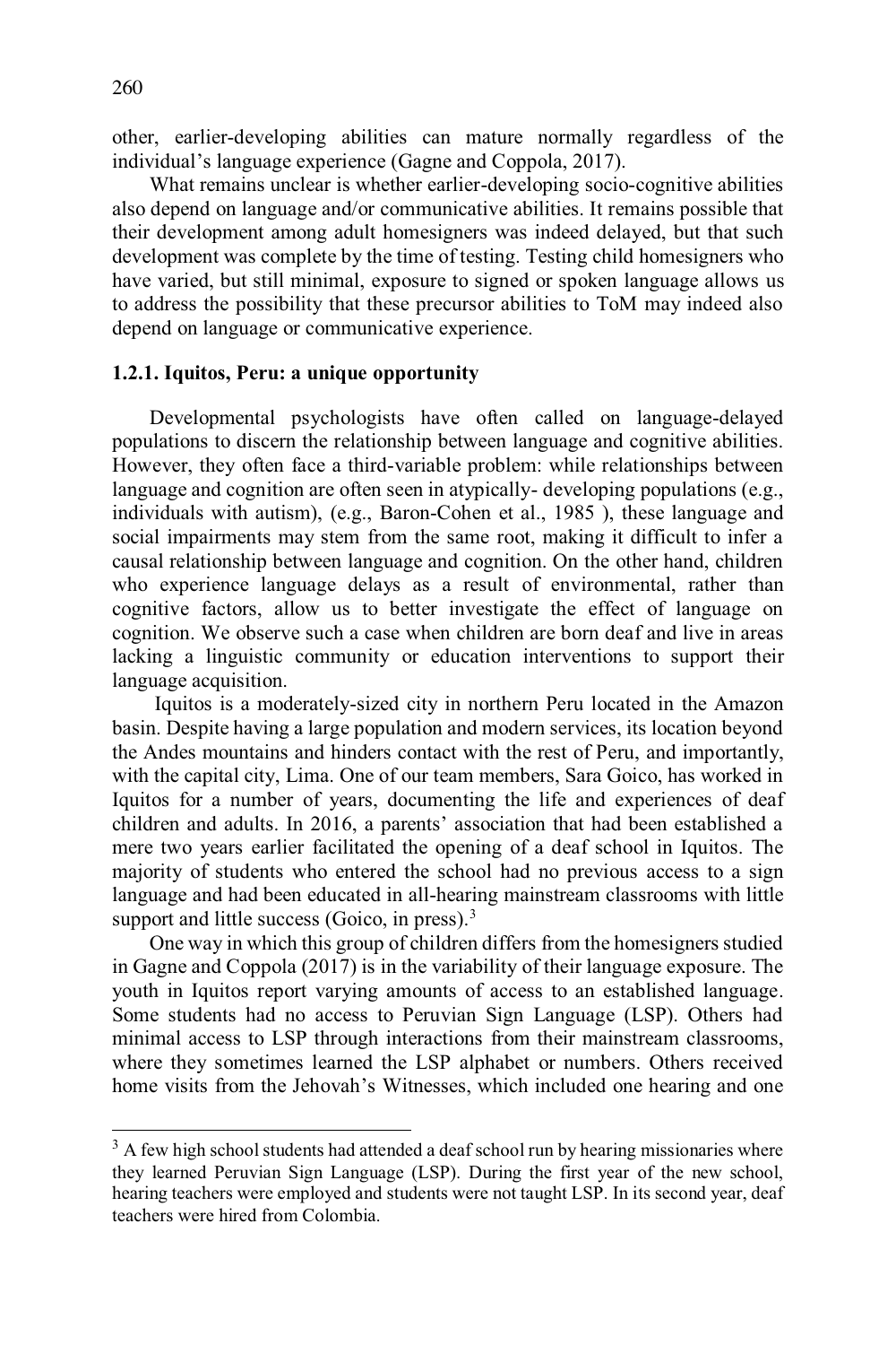other, earlier-developing abilities can mature normally regardless of the individual's language experience (Gagne and Coppola, 2017).

What remains unclear is whether earlier-developing socio-cognitive abilities also depend on language and/or communicative abilities. It remains possible that their development among adult homesigners was indeed delayed, but that such development was complete by the time of testing. Testing child homesigners who have varied, but still minimal, exposure to signed or spoken language allows us to address the possibility that these precursor abilities to ToM may indeed also depend on language or communicative experience.

### 1.2.1. Iquitos, Peru: a unique opportunity

Developmental psychologists have often called on language-delayed populations to discern the relationship between language and cognitive abilities. However, they often face a third-variable problem: while relationships between language and cognition are often seen in atypically- developing populations (e.g., individuals with autism), (e.g., Baron-Cohen et al., 1985 ), these language and social impairments may stem from the same root, making it difficult to infer a causal relationship between language and cognition. On the other hand, children who experience language delays as a result of environmental, rather than cognitive factors, allow us to better investigate the effect of language on cognition. We observe such a case when children are born deaf and live in areas lacking a linguistic community or education interventions to support their language acquisition.

Iquitos is a moderately-sized city in northern Peru located in the Amazon basin. Despite having a large population and modern services, its location beyond the Andes mountains and hinders contact with the rest of Peru, and importantly, with the capital city, Lima. One of our team members, Sara Goico, has worked in Iquitos for a number of years, documenting the life and experiences of deaf children and adults. In 2016, a parents' association that had been established a mere two years earlier facilitated the opening of a deaf school in Iquitos. The majority of students who entered the school had no previous access to a sign language and had been educated in all-hearing mainstream classrooms with little support and little success (Goico, in press).[3]

One way in which this group of children differs from the homesigners studied in Gagne and Coppola (2017) is in the variability of their language exposure. The youth in Iquitos report varying amounts of access to an established language. Some students had no access to Peruvian Sign Language (LSP). Others had minimal access to LSP through interactions from their mainstream classrooms, where they sometimes learned the LSP alphabet or numbers. Others received home visits from the Jehovah's Witnesses, which included one hearing and one

[3] A few high school students had attended a deaf school run by hearing missionaries where they learned Peruvian Sign Language (LSP). During the first year of the new school, hearing teachers were employed and students were not taught LSP. In its second year, deaf teachers were hired from Colombia.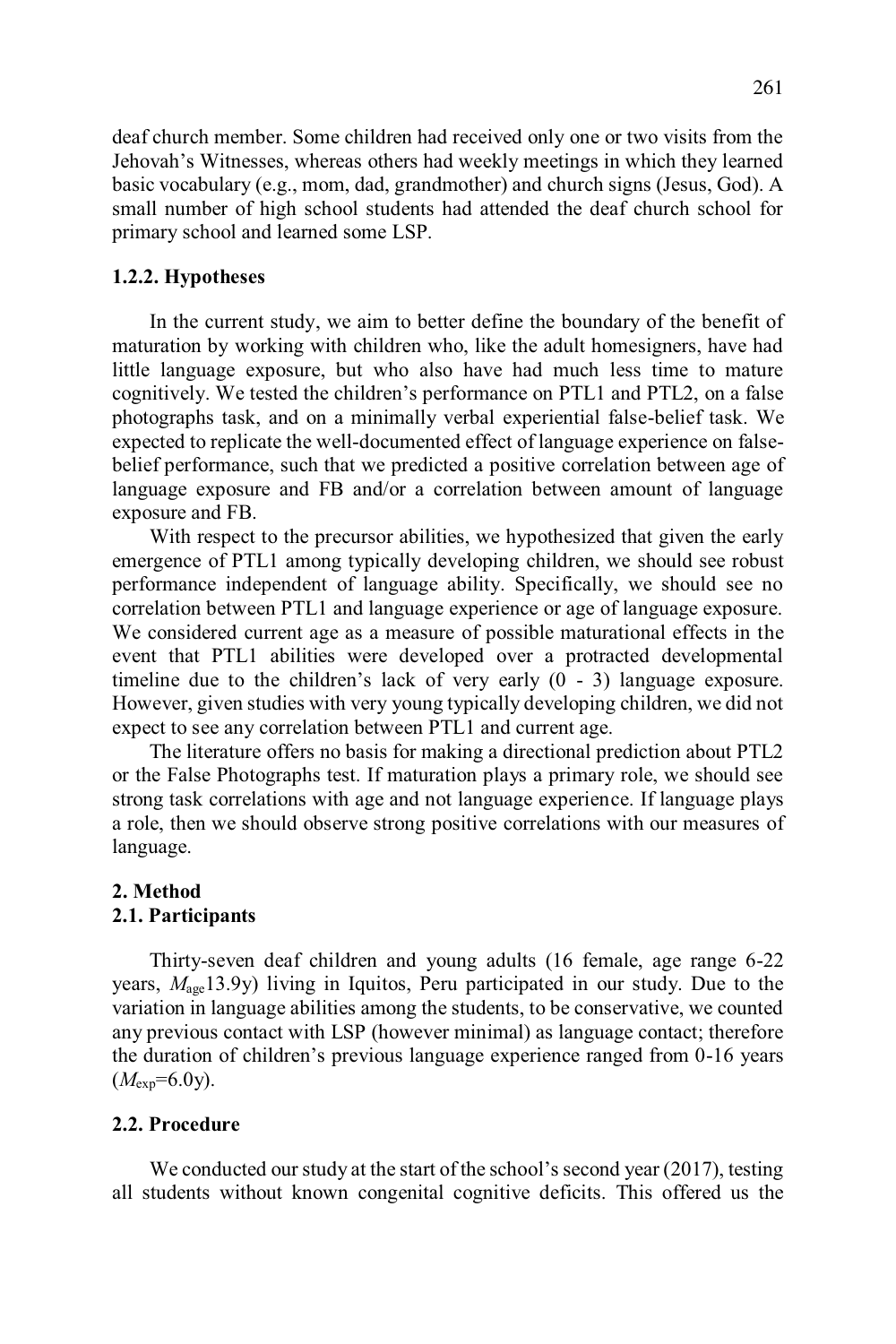deaf church member. Some children had received only one or two visits from the Jehovah's Witnesses, whereas others had weekly meetings in which they learned basic vocabulary (e.g., mom, dad, grandmother) and church signs (Jesus, God). A small number of high school students had attended the deaf church school for primary school and learned some LSP.

### 1.2.2. Hypotheses

In the current study, we aim to better define the boundary of the benefit of maturation by working with children who, like the adult homesigners, have had little language exposure, but who also have had much less time to mature cognitively. We tested the children's performance on PTL1 and PTL2, on a false photographs task, and on a minimally verbal experiential false-belief task. We expected to replicate the well-documented effect of language experience on false-belief performance, such that we predicted a positive correlation between age of language exposure and FB and/or a correlation between amount of language exposure and FB.

With respect to the precursor abilities, we hypothesized that given the early emergence of PTL1 among typically developing children, we should see robust performance independent of language ability. Specifically, we should see no correlation between PTL1 and language experience or age of language exposure. We considered current age as a measure of possible maturational effects in the event that PTL1 abilities were developed over a protracted developmental timeline due to the children's lack of very early (0 - 3) language exposure. However, given studies with very young typically developing children, we did not expect to see any correlation between PTL1 and current age.

The literature offers no basis for making a directional prediction about PTL2 or the False Photographs test. If maturation plays a primary role, we should see strong task correlations with age and not language experience. If language plays a role, then we should observe strong positive correlations with our measures of language.

## 2. Method

### 2.1. Participants

Thirty-seven deaf children and young adults (16 female, age range 6-22 years, $M_{age}$13.9y) living in Iquitos, Peru participated in our study. Due to the variation in language abilities among the students, to be conservative, we counted any previous contact with LSP (however minimal) as language contact; therefore the duration of children's previous language experience ranged from 0-16 years ($M_{exp}$=6.0y).

### 2.2. Procedure

We conducted our study at the start of the school's second year (2017), testing all students without known congenital cognitive deficits. This offered us the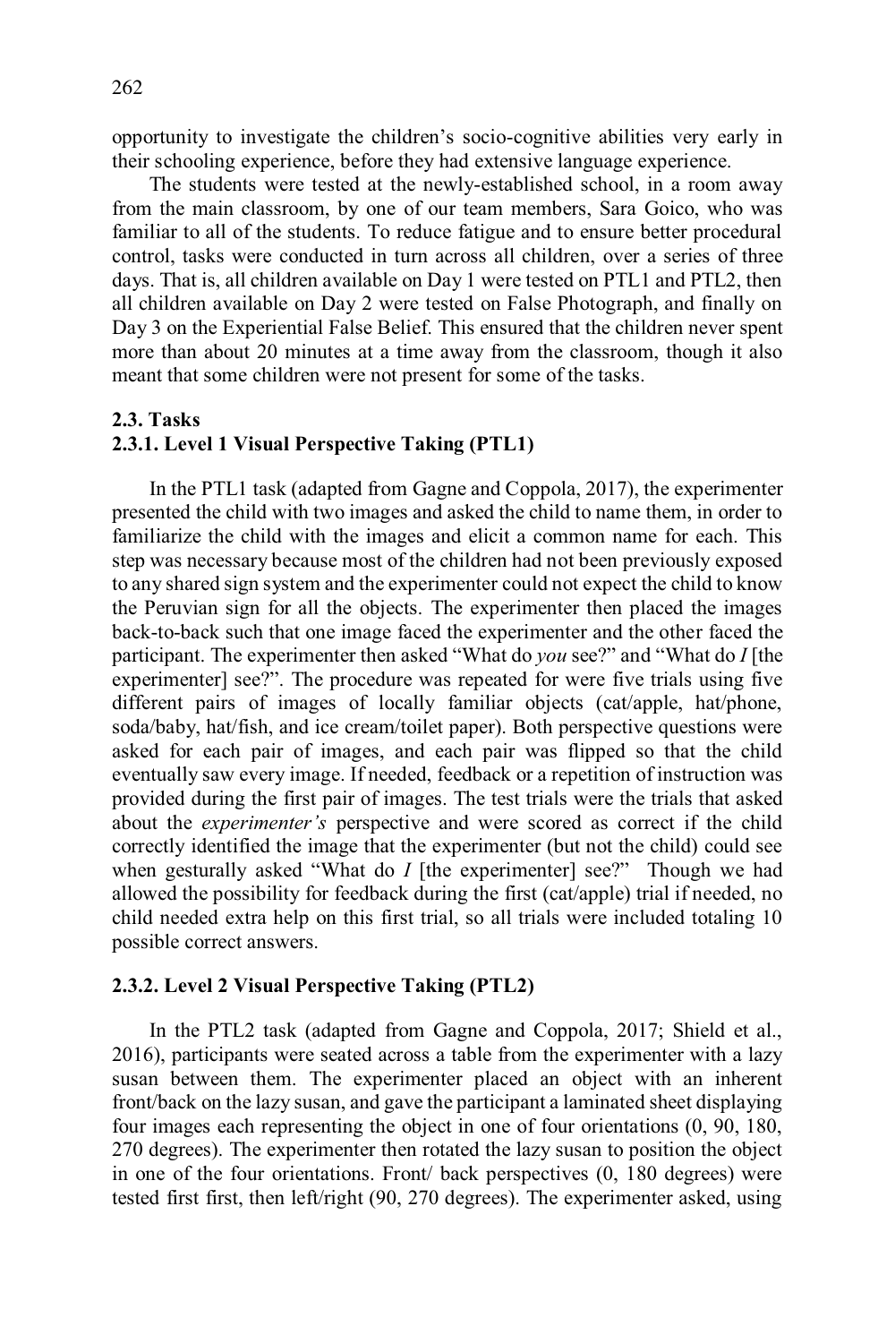opportunity to investigate the children's socio-cognitive abilities very early in their schooling experience, before they had extensive language experience.

The students were tested at the newly-established school, in a room away from the main classroom, by one of our team members, Sara Goico, who was familiar to all of the students. To reduce fatigue and to ensure better procedural control, tasks were conducted in turn across all children, over a series of three days. That is, all children available on Day 1 were tested on PTL1 and PTL2, then all children available on Day 2 were tested on False Photograph, and finally on Day 3 on the Experiential False Belief. This ensured that the children never spent more than about 20 minutes at a time away from the classroom, though it also meant that some children were not present for some of the tasks.

### 2.3. Tasks

#### 2.3.1. Level 1 Visual Perspective Taking (PTL1)

In the PTL1 task (adapted from Gagne and Coppola, 2017), the experimenter presented the child with two images and asked the child to name them, in order to familiarize the child with the images and elicit a common name for each. This step was necessary because most of the children had not been previously exposed to any shared sign system and the experimenter could not expect the child to know the Peruvian sign for all the objects. The experimenter then placed the images back-to-back such that one image faced the experimenter and the other faced the participant. The experimenter then asked "What do *you* see?" and "What do *I* [the experimenter] see?". The procedure was repeated for were five trials using five different pairs of images of locally familiar objects (cat/apple, hat/phone, soda/baby, hat/fish, and ice cream/toilet paper). Both perspective questions were asked for each pair of images, and each pair was flipped so that the child eventually saw every image. If needed, feedback or a repetition of instruction was provided during the first pair of images. The test trials were the trials that asked about the *experimenter's* perspective and were scored as correct if the child correctly identified the image that the experimenter (but not the child) could see when gesturally asked "What do *I* [the experimenter] see?" Though we had allowed the possibility for feedback during the first (cat/apple) trial if needed, no child needed extra help on this first trial, so all trials were included totaling 10 possible correct answers.

#### 2.3.2. Level 2 Visual Perspective Taking (PTL2)

In the PTL2 task (adapted from Gagne and Coppola, 2017; Shield et al., 2016), participants were seated across a table from the experimenter with a lazy susan between them. The experimenter placed an object with an inherent front/back on the lazy susan, and gave the participant a laminated sheet displaying four images each representing the object in one of four orientations (0, 90, 180, 270 degrees). The experimenter then rotated the lazy susan to position the object in one of the four orientations. Front/ back perspectives (0, 180 degrees) were tested first first, then left/right (90, 270 degrees). The experimenter asked, using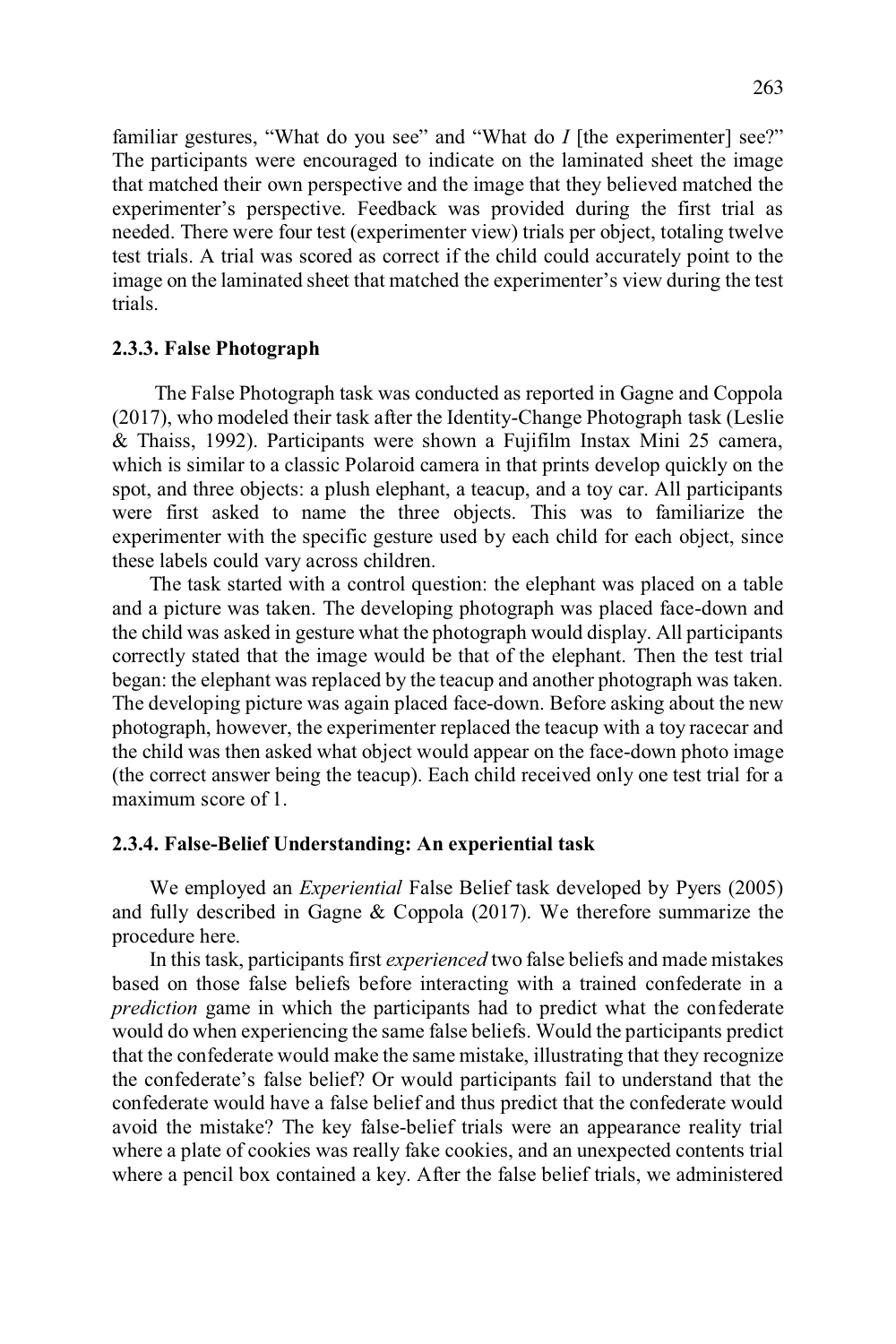familiar gestures, "What do you see" and "What do *I* [the experimenter] see?" The participants were encouraged to indicate on the laminated sheet the image that matched their own perspective and the image that they believed matched the experimenter's perspective. Feedback was provided during the first trial as needed. There were four test (experimenter view) trials per object, totaling twelve test trials. A trial was scored as correct if the child could accurately point to the image on the laminated sheet that matched the experimenter's view during the test trials.

### 2.3.3. False Photograph

The False Photograph task was conducted as reported in Gagne and Coppola (2017), who modeled their task after the Identity-Change Photograph task (Leslie & Thaiss, 1992). Participants were shown a Fujifilm Instax Mini 25 camera, which is similar to a classic Polaroid camera in that prints develop quickly on the spot, and three objects: a plush elephant, a teacup, and a toy car. All participants were first asked to name the three objects. This was to familiarize the experimenter with the specific gesture used by each child for each object, since these labels could vary across children.

The task started with a control question: the elephant was placed on a table and a picture was taken. The developing photograph was placed face-down and the child was asked in gesture what the photograph would display. All participants correctly stated that the image would be that of the elephant. Then the test trial began: the elephant was replaced by the teacup and another photograph was taken. The developing picture was again placed face-down. Before asking about the new photograph, however, the experimenter replaced the teacup with a toy racecar and the child was then asked what object would appear on the face-down photo image (the correct answer being the teacup). Each child received only one test trial for a maximum score of 1.

### 2.3.4. False-Belief Understanding: An experiential task

We employed an *Experiential* False Belief task developed by Pyers (2005) and fully described in Gagne & Coppola (2017). We therefore summarize the procedure here.

In this task, participants first *experienced* two false beliefs and made mistakes based on those false beliefs before interacting with a trained confederate in a *prediction* game in which the participants had to predict what the confederate would do when experiencing the same false beliefs. Would the participants predict that the confederate would make the same mistake, illustrating that they recognize the confederate's false belief? Or would participants fail to understand that the confederate would have a false belief and thus predict that the confederate would avoid the mistake? The key false-belief trials were an appearance reality trial where a plate of cookies was really fake cookies, and an unexpected contents trial where a pencil box contained a key. After the false belief trials, we administered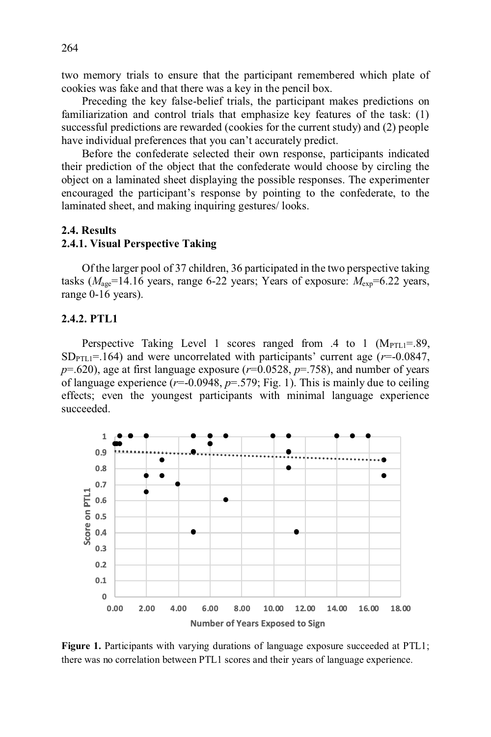two memory trials to ensure that the participant remembered which plate of cookies was fake and that there was a key in the pencil box.

Preceding the key false-belief trials, the participant makes predictions on familiarization and control trials that emphasize key features of the task: (1) successful predictions are rewarded (cookies for the current study) and (2) people have individual preferences that you can't accurately predict.

Before the confederate selected their own response, participants indicated their prediction of the object that the confederate would choose by circling the object on a laminated sheet displaying the possible responses. The experimenter encouraged the participant's response by pointing to the confederate, to the laminated sheet, and making inquiring gestures/ looks.

### 2.4. Results

#### 2.4.1. Visual Perspective Taking

Of the larger pool of 37 children, 36 participated in the two perspective taking tasks ($M_{age}$=14.16 years, range 6-22 years; Years of exposure: $M_{exp}$=6.22 years, range 0-16 years).

#### 2.4.2. PTL1

Perspective Taking Level 1 scores ranged from .4 to 1 ($M_{PTL1}$=.89, $SD_{PTL1}$=.164) and were uncorrelated with participants' current age ($r$=-0.0847, $p$=.620), age at first language exposure ($r$=0.0528, $p$=.758), and number of years of language experience ($r$=-0.0948, $p$=.579; Fig. 1). This is mainly due to ceiling effects; even the youngest participants with minimal language experience succeeded.

**Figure 1.** Participants with varying durations of language exposure succeeded at PTL1; there was no correlation between PTL1 scores and their years of language experience.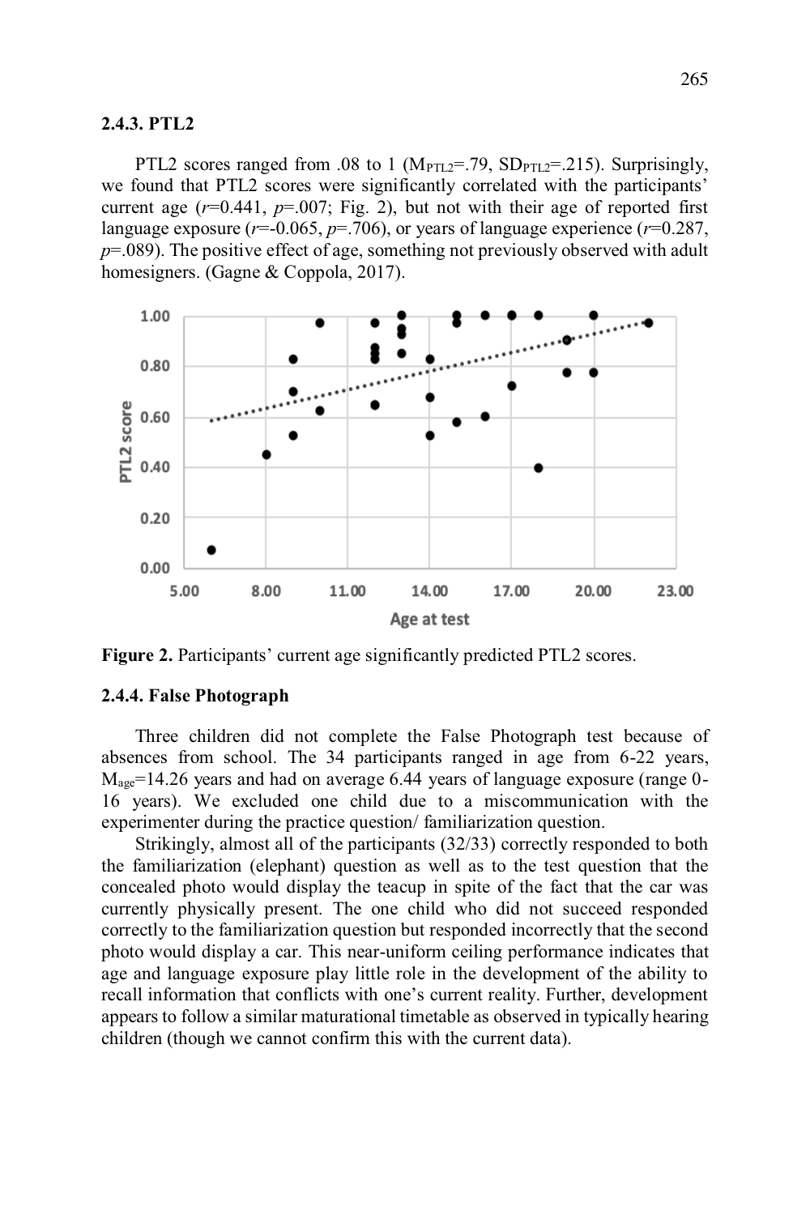### 2.4.3. PTL2

PTL2 scores ranged from .08 to 1 ($M_{PTL2}$=.79, $SD_{PTL2}$=.215). Surprisingly, we found that PTL2 scores were significantly correlated with the participants' current age ($r$=0.441, $p$=.007; Fig. 2), but not with their age of reported first language exposure ($r$=-0.065, $p$=.706), or years of language experience ($r$=0.287, $p$=.089). The positive effect of age, something not previously observed with adult homesigners. (Gagne & Coppola, 2017).

**Figure 2.** Participants' current age significantly predicted PTL2 scores.

### 2.4.4. False Photograph

Three children did not complete the False Photograph test because of absences from school. The 34 participants ranged in age from 6-22 years, $M_{age}$=14.26 years and had on average 6.44 years of language exposure (range 0-16 years). We excluded one child due to a miscommunication with the experimenter during the practice question/ familiarization question.

Strikingly, almost all of the participants (32/33) correctly responded to both the familiarization (elephant) question as well as to the test question that the concealed photo would display the teacup in spite of the fact that the car was currently physically present. The one child who did not succeed responded correctly to the familiarization question but responded incorrectly that the second photo would display a car. This near-uniform ceiling performance indicates that age and language exposure play little role in the development of the ability to recall information that conflicts with one's current reality. Further, development appears to follow a similar maturational timetable as observed in typically hearing children (though we cannot confirm this with the current data).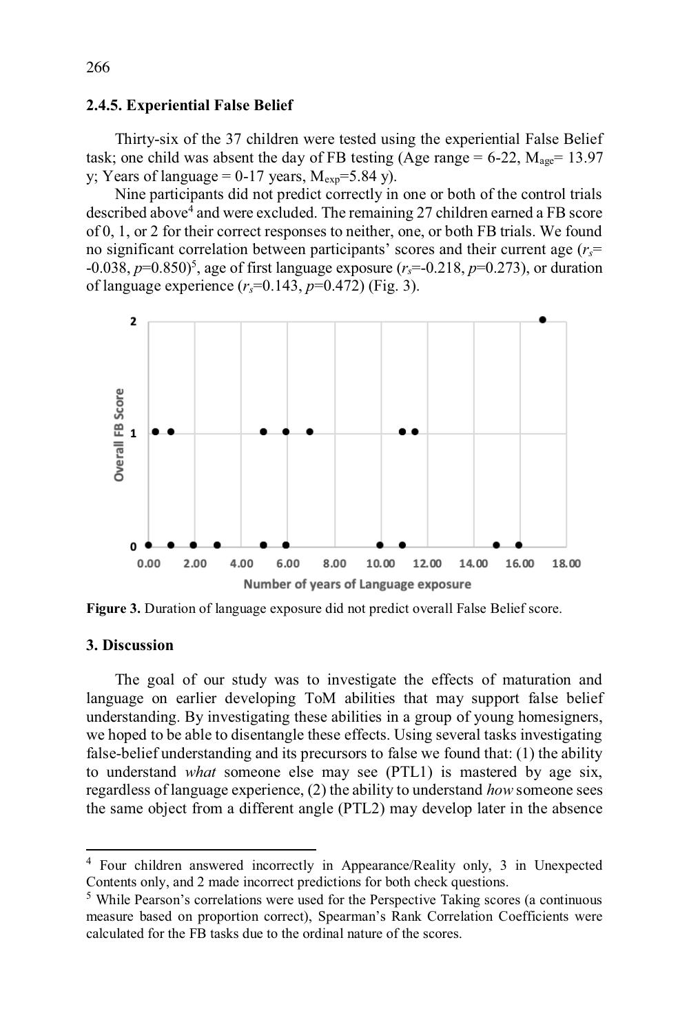### 2.4.5. Experiential False Belief

Thirty-six of the 37 children were tested using the experiential False Belief task; one child was absent the day of FB testing (Age range = 6-22, $M_{age}$= 13.97 y; Years of language = 0-17 years, $M_{exp}$=5.84 y).

Nine participants did not predict correctly in one or both of the control trials described above[4] and were excluded. The remaining 27 children earned a FB score of 0, 1, or 2 for their correct responses to neither, one, or both FB trials. We found no significant correlation between participants' scores and their current age ($r_s$= -0.038, $p$=0.850)[5], age of first language exposure ($r_s$=-0.218, $p$=0.273), or duration of language experience ($r_s$=0.143, $p$=0.472) (Fig. 3).

**Figure 3.** Duration of language exposure did not predict overall False Belief score.

## 3. Discussion

The goal of our study was to investigate the effects of maturation and language on earlier developing ToM abilities that may support false belief understanding. By investigating these abilities in a group of young homesigners, we hoped to be able to disentangle these effects. Using several tasks investigating false-belief understanding and its precursors to false we found that: (1) the ability to understand *what* someone else may see (PTL1) is mastered by age six, regardless of language experience, (2) the ability to understand *how* someone sees the same object from a different angle (PTL2) may develop later in the absence

---

[4] Four children answered incorrectly in Appearance/Reality only, 3 in Unexpected Contents only, and 2 made incorrect predictions for both check questions.

[5] While Pearson's correlations were used for the Perspective Taking scores (a continuous measure based on proportion correct), Spearman's Rank Correlation Coefficients were calculated for the FB tasks due to the ordinal nature of the scores.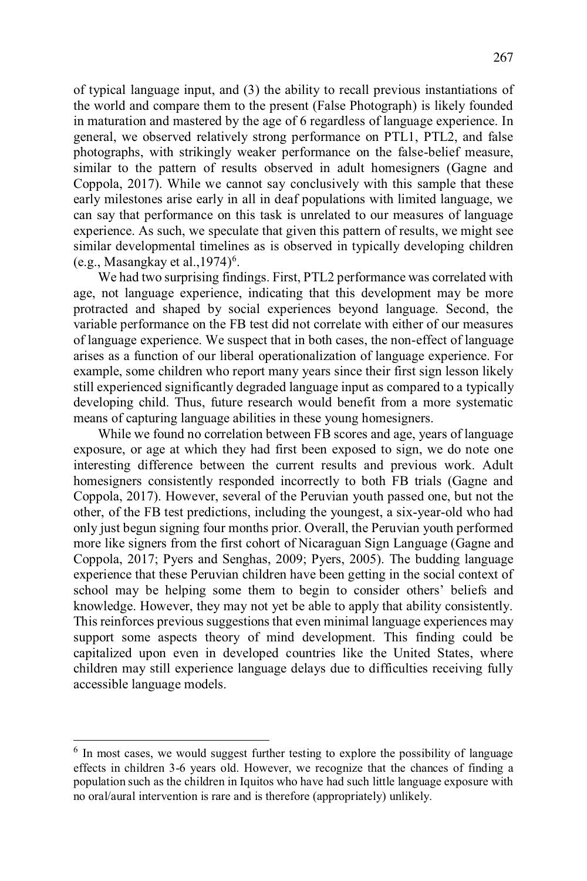of typical language input, and (3) the ability to recall previous instantiations of the world and compare them to the present (False Photograph) is likely founded in maturation and mastered by the age of 6 regardless of language experience. In general, we observed relatively strong performance on PTL1, PTL2, and false photographs, with strikingly weaker performance on the false-belief measure, similar to the pattern of results observed in adult homesigners (Gagne and Coppola, 2017). While we cannot say conclusively with this sample that these early milestones arise early in all in deaf populations with limited language, we can say that performance on this task is unrelated to our measures of language experience. As such, we speculate that given this pattern of results, we might see similar developmental timelines as is observed in typically developing children (e.g., Masangkay et al.,1974)[6].

We had two surprising findings. First, PTL2 performance was correlated with age, not language experience, indicating that this development may be more protracted and shaped by social experiences beyond language. Second, the variable performance on the FB test did not correlate with either of our measures of language experience. We suspect that in both cases, the non-effect of language arises as a function of our liberal operationalization of language experience. For example, some children who report many years since their first sign lesson likely still experienced significantly degraded language input as compared to a typically developing child. Thus, future research would benefit from a more systematic means of capturing language abilities in these young homesigners.

While we found no correlation between FB scores and age, years of language exposure, or age at which they had first been exposed to sign, we do note one interesting difference between the current results and previous work. Adult homesigners consistently responded incorrectly to both FB trials (Gagne and Coppola, 2017). However, several of the Peruvian youth passed one, but not the other, of the FB test predictions, including the youngest, a six-year-old who had only just begun signing four months prior. Overall, the Peruvian youth performed more like signers from the first cohort of Nicaraguan Sign Language (Gagne and Coppola, 2017; Pyers and Senghas, 2009; Pyers, 2005). The budding language experience that these Peruvian children have been getting in the social context of school may be helping some them to begin to consider others' beliefs and knowledge. However, they may not yet be able to apply that ability consistently. This reinforces previous suggestions that even minimal language experiences may support some aspects theory of mind development. This finding could be capitalized upon even in developed countries like the United States, where children may still experience language delays due to difficulties receiving fully accessible language models.

---

[6] In most cases, we would suggest further testing to explore the possibility of language effects in children 3-6 years old. However, we recognize that the chances of finding a population such as the children in Iquitos who have had such little language exposure with no oral/aural intervention is rare and is therefore (appropriately) unlikely.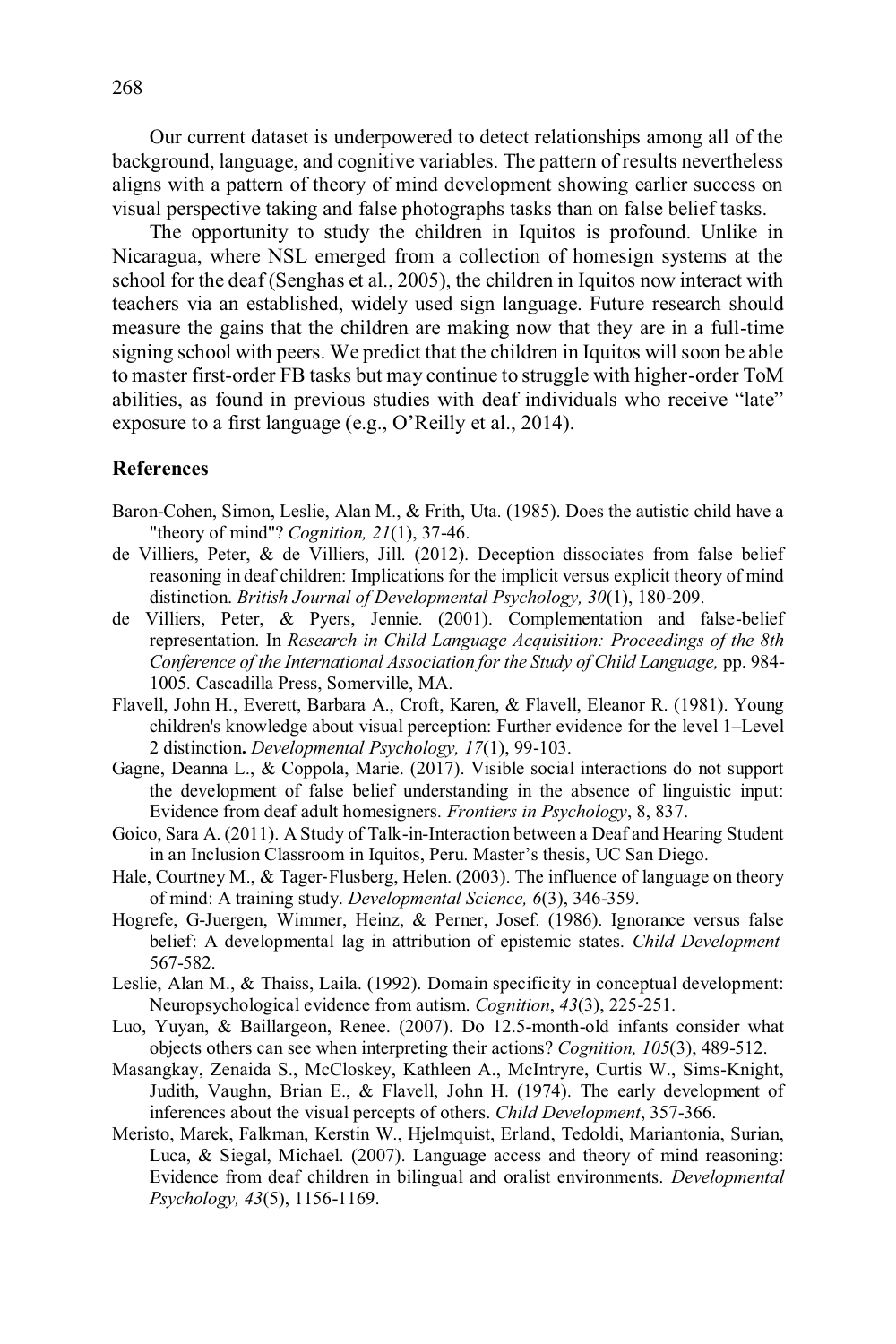Our current dataset is underpowered to detect relationships among all of the background, language, and cognitive variables. The pattern of results nevertheless aligns with a pattern of theory of mind development showing earlier success on visual perspective taking and false photographs tasks than on false belief tasks.

The opportunity to study the children in Iquitos is profound. Unlike in Nicaragua, where NSL emerged from a collection of homesign systems at the school for the deaf (Senghas et al., 2005), the children in Iquitos now interact with teachers via an established, widely used sign language. Future research should measure the gains that the children are making now that they are in a full-time signing school with peers. We predict that the children in Iquitos will soon be able to master first-order FB tasks but may continue to struggle with higher-order ToM abilities, as found in previous studies with deaf individuals who receive "late" exposure to a first language (e.g., O'Reilly et al., 2014).

## References

Baron-Cohen, Simon, Leslie, Alan M., & Frith, Uta. (1985). Does the autistic child have a "theory of mind"? *Cognition, 21*(1), 37-46.

de Villiers, Peter, & de Villiers, Jill. (2012). Deception dissociates from false belief reasoning in deaf children: Implications for the implicit versus explicit theory of mind distinction. *British Journal of Developmental Psychology, 30*(1), 180-209.

de Villiers, Peter, & Pyers, Jennie. (2001). Complementation and false-belief representation. In *Research in Child Language Acquisition: Proceedings of the 8th Conference of the International Association for the Study of Child Language,* pp. 984-1005. Cascadilla Press, Somerville, MA.

Flavell, John H., Everett, Barbara A., Croft, Karen, & Flavell, Eleanor R. (1981). Young children's knowledge about visual perception: Further evidence for the level 1–Level 2 distinction**.** *Developmental Psychology, 17*(1), 99-103.

Gagne, Deanna L., & Coppola, Marie. (2017). Visible social interactions do not support the development of false belief understanding in the absence of linguistic input: Evidence from deaf adult homesigners. *Frontiers in Psychology*, 8, 837.

Goico, Sara A. (2011). A Study of Talk-in-Interaction between a Deaf and Hearing Student in an Inclusion Classroom in Iquitos, Peru. Master's thesis, UC San Diego.

Hale, Courtney M., & Tager-Flusberg, Helen. (2003). The influence of language on theory of mind: A training study. *Developmental Science, 6*(3), 346-359.

Hogrefe, G-Juergen, Wimmer, Heinz, & Perner, Josef. (1986). Ignorance versus false belief: A developmental lag in attribution of epistemic states. *Child Development* 567-582.

Leslie, Alan M., & Thaiss, Laila. (1992). Domain specificity in conceptual development: Neuropsychological evidence from autism. *Cognition*, *43*(3), 225-251.

Luo, Yuyan, & Baillargeon, Renee. (2007). Do 12.5-month-old infants consider what objects others can see when interpreting their actions? *Cognition, 105*(3), 489-512.

Masangkay, Zenaida S., McCloskey, Kathleen A., McIntryre, Curtis W., Sims-Knight, Judith, Vaughn, Brian E., & Flavell, John H. (1974). The early development of inferences about the visual percepts of others. *Child Development*, 357-366.

Meristo, Marek, Falkman, Kerstin W., Hjelmquist, Erland, Tedoldi, Mariantonia, Surian, Luca, & Siegal, Michael. (2007). Language access and theory of mind reasoning: Evidence from deaf children in bilingual and oralist environments. *Developmental Psychology, 43*(5), 1156-1169.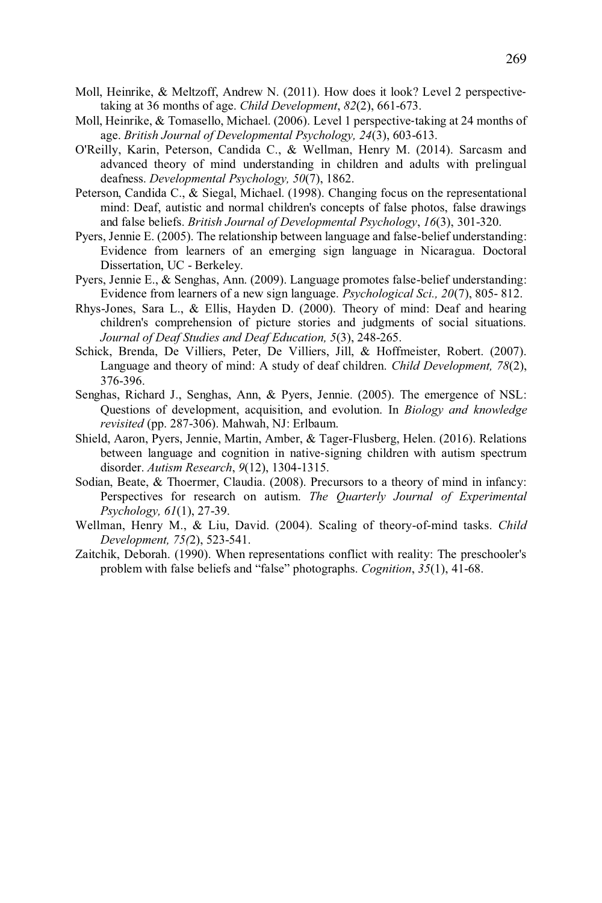Moll, Heinrike, & Meltzoff, Andrew N. (2011). How does it look? Level 2 perspective-taking at 36 months of age. *Child Development*, *82*(2), 661-673.

Moll, Heinrike, & Tomasello, Michael. (2006). Level 1 perspective-taking at 24 months of age. *British Journal of Developmental Psychology, 24*(3), 603-613.

O'Reilly, Karin, Peterson, Candida C., & Wellman, Henry M. (2014). Sarcasm and advanced theory of mind understanding in children and adults with prelingual deafness. *Developmental Psychology, 50*(7), 1862.

Peterson, Candida C., & Siegal, Michael. (1998). Changing focus on the representational mind: Deaf, autistic and normal children's concepts of false photos, false drawings and false beliefs. *British Journal of Developmental Psychology*, *16*(3), 301-320.

Pyers, Jennie E. (2005). The relationship between language and false-belief understanding: Evidence from learners of an emerging sign language in Nicaragua. Doctoral Dissertation, UC - Berkeley.

Pyers, Jennie E., & Senghas, Ann. (2009). Language promotes false-belief understanding: Evidence from learners of a new sign language. *Psychological Sci., 20*(7), 805- 812.

Rhys-Jones, Sara L., & Ellis, Hayden D. (2000). Theory of mind: Deaf and hearing children's comprehension of picture stories and judgments of social situations. *Journal of Deaf Studies and Deaf Education, 5*(3), 248-265.

Schick, Brenda, De Villiers, Peter, De Villiers, Jill, & Hoffmeister, Robert. (2007). Language and theory of mind: A study of deaf children. *Child Development, 78*(2), 376-396.

Senghas, Richard J., Senghas, Ann, & Pyers, Jennie. (2005). The emergence of NSL: Questions of development, acquisition, and evolution. In *Biology and knowledge revisited* (pp. 287-306). Mahwah, NJ: Erlbaum.

Shield, Aaron, Pyers, Jennie, Martin, Amber, & Tager-Flusberg, Helen. (2016). Relations between language and cognition in native-signing children with autism spectrum disorder. *Autism Research*, *9*(12), 1304-1315.

Sodian, Beate, & Thoermer, Claudia. (2008). Precursors to a theory of mind in infancy: Perspectives for research on autism. *The Quarterly Journal of Experimental Psychology, 61*(1), 27-39.

Wellman, Henry M., & Liu, David. (2004). Scaling of theory-of-mind tasks. *Child Development, 75(*2), 523-541.

Zaitchik, Deborah. (1990). When representations conflict with reality: The preschooler's problem with false beliefs and "false" photographs. *Cognition*, *35*(1), 41-68.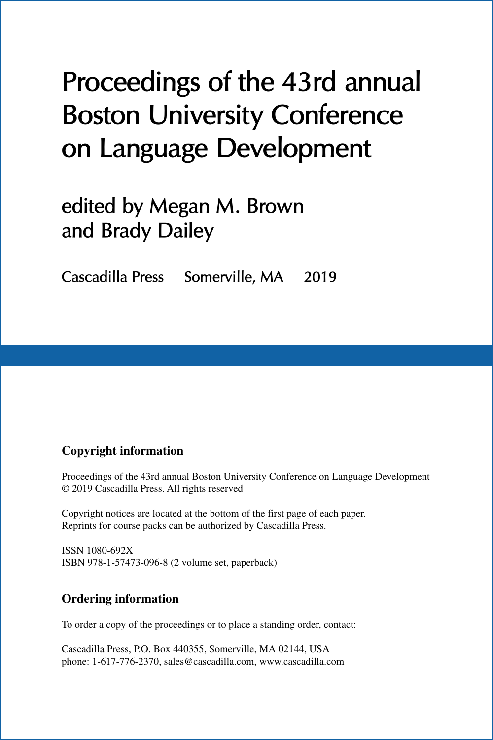# Proceedings of the 43rd annual Boston University Conference on Language Development

## edited by Megan M. Brown and Brady Dailey

Cascadilla Press Somerville, MA 2019

### Copyright information

Proceedings of the 43rd annual Boston University Conference on Language Development
© 2019 Cascadilla Press. All rights reserved

Copyright notices are located at the bottom of the first page of each paper.
Reprints for course packs can be authorized by Cascadilla Press.

ISSN 1080-692X
ISBN 978-1-57473-096-8 (2 volume set, paperback)

### Ordering information

To order a copy of the proceedings or to place a standing order, contact:

Cascadilla Press, P.O. Box 440355, Somerville, MA 02144, USA
phone: 1-617-776-2370, sales@cascadilla.com, www.cascadilla.com